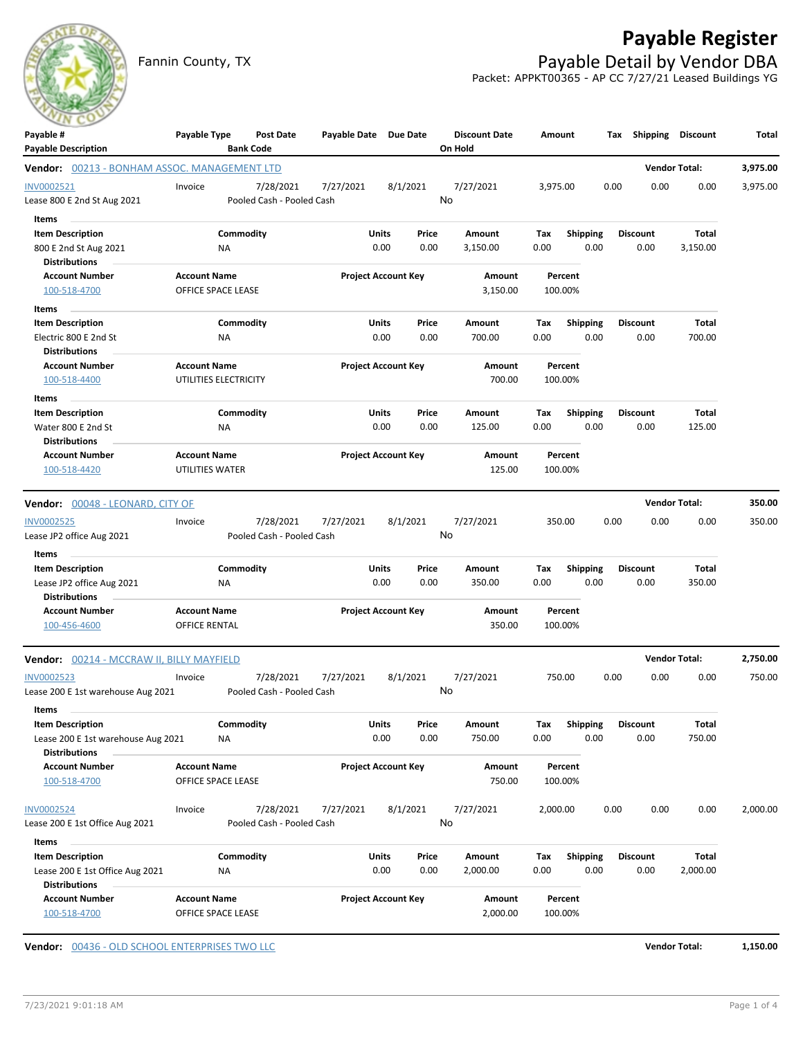# Payable Register

Fannin County, TX

## Payable Detail by Vendor DBA

Packet: APPKT00365 - AP CC 7/27/21 Leased Buildings YG

| Payable # / Payable Description | Payable Type | Post Date / Bank Code | Payable Date | Due Date | Discount Date / On Hold | Amount | Tax | Shipping | Discount | Total |
|---|---|---|---|---|---|---|---|---|---|---|

**Vendor: 00213 - BONHAM ASSOC. MANAGEMENT LTD** — Vendor Total: 3,975.00

| Payable # | Payable Type | Post Date | Payable Date | Due Date | Discount Date | Amount | Tax | Shipping | Discount | Total |
|---|---|---|---|---|---|---|---|---|---|---|
| INV0002521 | Invoice | 7/28/2021 | 7/27/2021 | 8/1/2021 | 7/27/2021 | 3,975.00 | 0.00 | 0.00 | 0.00 | 3,975.00 |
| Lease 800 E 2nd St Aug 2021 | | Pooled Cash - Pooled Cash | | | No | | | | | |

Items

| Item Description | Commodity | Units | Price | Amount | Tax | Shipping | Discount | Total |
|---|---|---|---|---|---|---|---|---|
| 800 E 2nd St Aug 2021 | NA | 0.00 | 0.00 | 3,150.00 | 0.00 | 0.00 | 0.00 | 3,150.00 |

Distributions

| Account Number | Account Name | Project Account Key | Amount | Percent |
|---|---|---|---|---|
| 100-518-4700 | OFFICE SPACE LEASE | | 3,150.00 | 100.00% |

Items

| Item Description | Commodity | Units | Price | Amount | Tax | Shipping | Discount | Total |
|---|---|---|---|---|---|---|---|---|
| Electric 800 E 2nd St | NA | 0.00 | 0.00 | 700.00 | 0.00 | 0.00 | 0.00 | 700.00 |

Distributions

| Account Number | Account Name | Project Account Key | Amount | Percent |
|---|---|---|---|---|
| 100-518-4400 | UTILITIES ELECTRICITY | | 700.00 | 100.00% |

Items

| Item Description | Commodity | Units | Price | Amount | Tax | Shipping | Discount | Total |
|---|---|---|---|---|---|---|---|---|
| Water 800 E 2nd St | NA | 0.00 | 0.00 | 125.00 | 0.00 | 0.00 | 0.00 | 125.00 |

Distributions

| Account Number | Account Name | Project Account Key | Amount | Percent |
|---|---|---|---|---|
| 100-518-4420 | UTILITIES WATER | | 125.00 | 100.00% |

**Vendor: 00048 - LEONARD, CITY OF** — Vendor Total: 350.00

| Payable # | Payable Type | Post Date | Payable Date | Due Date | Discount Date | Amount | Tax | Shipping | Discount | Total |
|---|---|---|---|---|---|---|---|---|---|---|
| INV0002525 | Invoice | 7/28/2021 | 7/27/2021 | 8/1/2021 | 7/27/2021 | 350.00 | 0.00 | 0.00 | 0.00 | 350.00 |
| Lease JP2 office Aug 2021 | | Pooled Cash - Pooled Cash | | | No | | | | | |

Items

| Item Description | Commodity | Units | Price | Amount | Tax | Shipping | Discount | Total |
|---|---|---|---|---|---|---|---|---|
| Lease JP2 office Aug 2021 | NA | 0.00 | 0.00 | 350.00 | 0.00 | 0.00 | 0.00 | 350.00 |

Distributions

| Account Number | Account Name | Project Account Key | Amount | Percent |
|---|---|---|---|---|
| 100-456-4600 | OFFICE RENTAL | | 350.00 | 100.00% |

**Vendor: 00214 - MCCRAW II, BILLY MAYFIELD** — Vendor Total: 2,750.00

| Payable # | Payable Type | Post Date | Payable Date | Due Date | Discount Date | Amount | Tax | Shipping | Discount | Total |
|---|---|---|---|---|---|---|---|---|---|---|
| INV0002523 | Invoice | 7/28/2021 | 7/27/2021 | 8/1/2021 | 7/27/2021 | 750.00 | 0.00 | 0.00 | 0.00 | 750.00 |
| Lease 200 E 1st warehouse Aug 2021 | | Pooled Cash - Pooled Cash | | | No | | | | | |

Items

| Item Description | Commodity | Units | Price | Amount | Tax | Shipping | Discount | Total |
|---|---|---|---|---|---|---|---|---|
| Lease 200 E 1st warehouse Aug 2021 | NA | 0.00 | 0.00 | 750.00 | 0.00 | 0.00 | 0.00 | 750.00 |

Distributions

| Account Number | Account Name | Project Account Key | Amount | Percent |
|---|---|---|---|---|
| 100-518-4700 | OFFICE SPACE LEASE | | 750.00 | 100.00% |

| Payable # | Payable Type | Post Date | Payable Date | Due Date | Discount Date | Amount | Tax | Shipping | Discount | Total |
|---|---|---|---|---|---|---|---|---|---|---|
| INV0002524 | Invoice | 7/28/2021 | 7/27/2021 | 8/1/2021 | 7/27/2021 | 2,000.00 | 0.00 | 0.00 | 0.00 | 2,000.00 |
| Lease 200 E 1st Office Aug 2021 | | Pooled Cash - Pooled Cash | | | No | | | | | |

Items

| Item Description | Commodity | Units | Price | Amount | Tax | Shipping | Discount | Total |
|---|---|---|---|---|---|---|---|---|
| Lease 200 E 1st Office Aug 2021 | NA | 0.00 | 0.00 | 2,000.00 | 0.00 | 0.00 | 0.00 | 2,000.00 |

Distributions

| Account Number | Account Name | Project Account Key | Amount | Percent |
|---|---|---|---|---|
| 100-518-4700 | OFFICE SPACE LEASE | | 2,000.00 | 100.00% |

**Vendor: 00436 - OLD SCHOOL ENTERPRISES TWO LLC** — Vendor Total: 1,150.00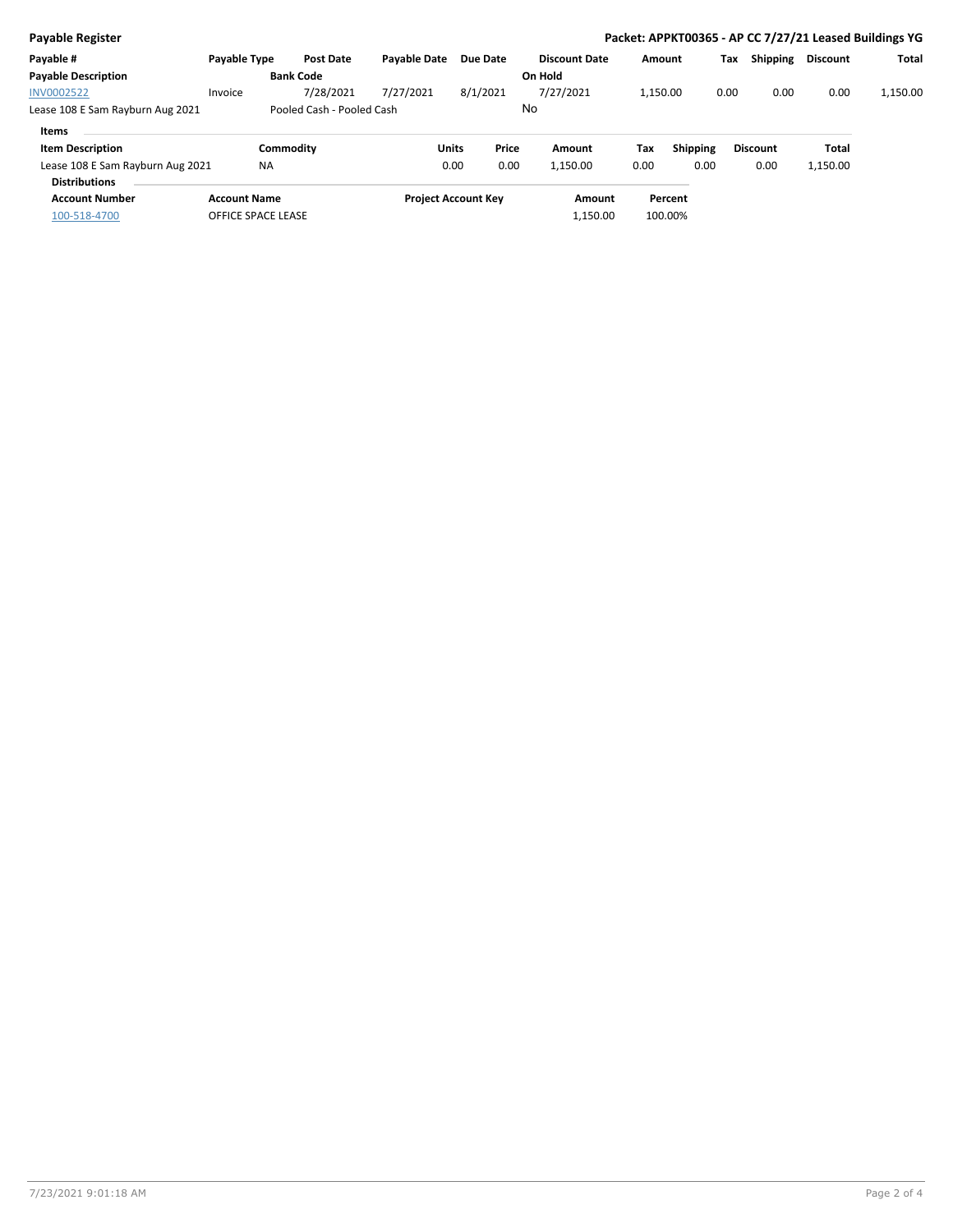**Payable Register** **Packet: APPKT00365 - AP CC 7/27/21 Leased Buildings YG**

| Payable # | Payable Type | Post Date | Payable Date | Due Date | Discount Date | Amount | Tax | Shipping | Discount | Total |
|---|---|---|---|---|---|---|---|---|---|---|
| **Payable Description** | | **Bank Code** | | | **On Hold** | | | | | |
| INV0002522 | Invoice | 7/28/2021 | 7/27/2021 | 8/1/2021 | 7/27/2021 | 1,150.00 | 0.00 | 0.00 | 0.00 | 1,150.00 |
| Lease 108 E Sam Rayburn Aug 2021 | | Pooled Cash - Pooled Cash | | | No | | | | | |

**Items**

| Item Description | Commodity | Units | Price | Amount | Tax | Shipping | Discount | Total |
|---|---|---|---|---|---|---|---|---|
| Lease 108 E Sam Rayburn Aug 2021 | NA | 0.00 | 0.00 | 1,150.00 | 0.00 | 0.00 | 0.00 | 1,150.00 |

**Distributions**

| Account Number | Account Name | Project Account Key | Amount | Percent |
|---|---|---|---|---|
| 100-518-4700 | OFFICE SPACE LEASE | | 1,150.00 | 100.00% |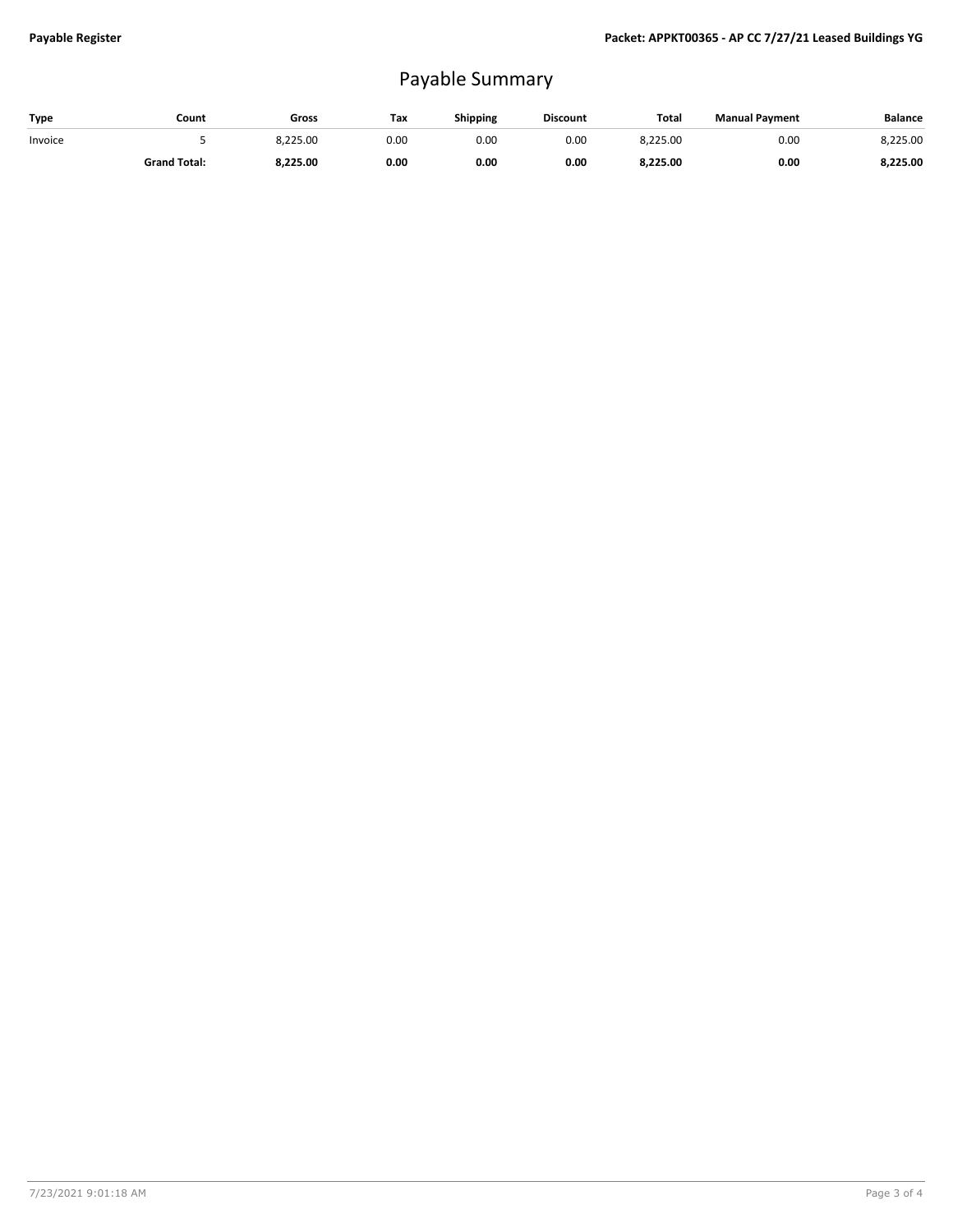# Payable Summary

| Type | Count | Gross | Tax | Shipping | Discount | Total | Manual Payment | Balance |
|---|---|---|---|---|---|---|---|---|
| Invoice | 5 | 8,225.00 | 0.00 | 0.00 | 0.00 | 8,225.00 | 0.00 | 8,225.00 |
| | **Grand Total:** | **8,225.00** | **0.00** | **0.00** | **0.00** | **8,225.00** | **0.00** | **8,225.00** |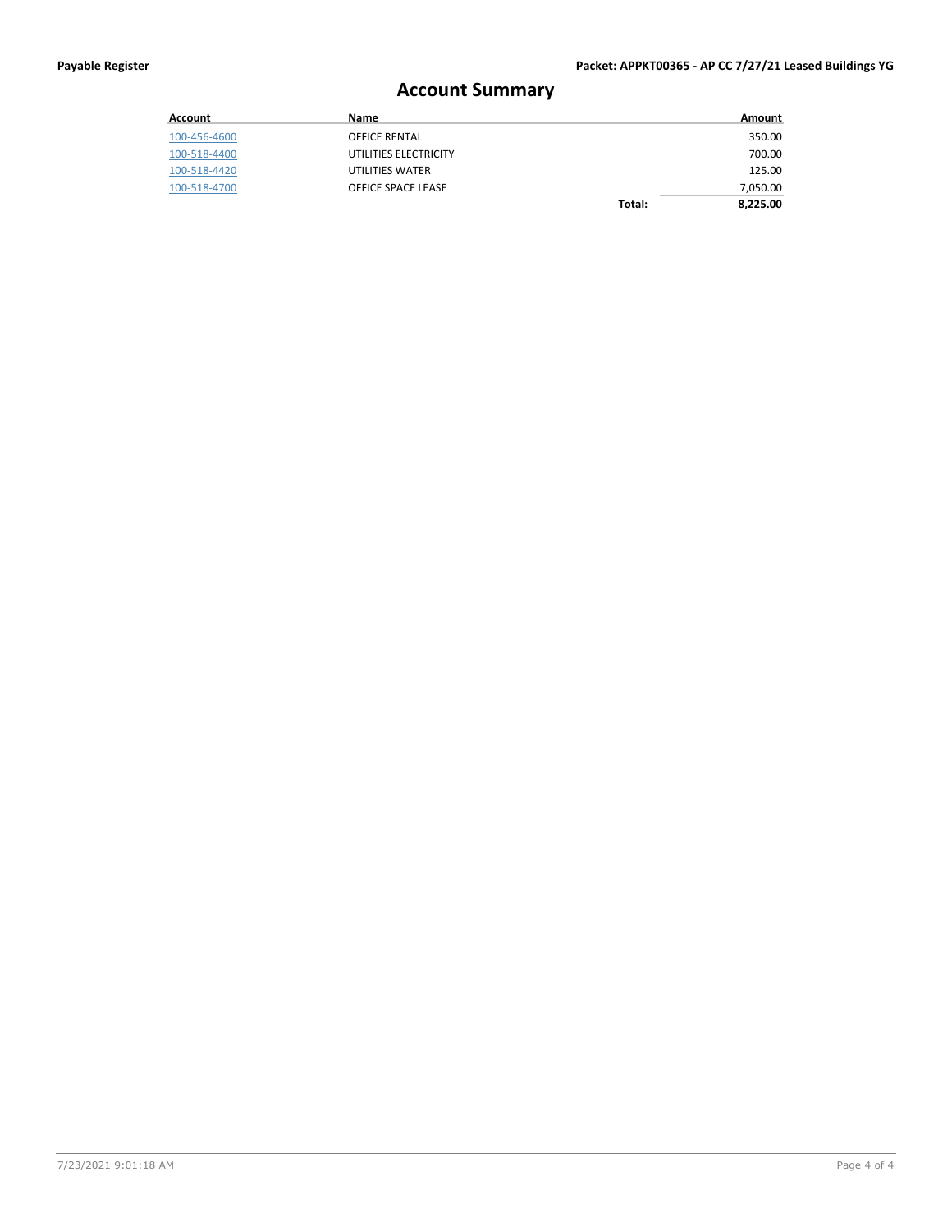# Account Summary

| Account | Name | | Amount |
| --- | --- | --- | --- |
| 100-456-4600 | OFFICE RENTAL | | 350.00 |
| 100-518-4400 | UTILITIES ELECTRICITY | | 700.00 |
| 100-518-4420 | UTILITIES WATER | | 125.00 |
| 100-518-4700 | OFFICE SPACE LEASE | | 7,050.00 |
| | | **Total:** | **8,225.00** |